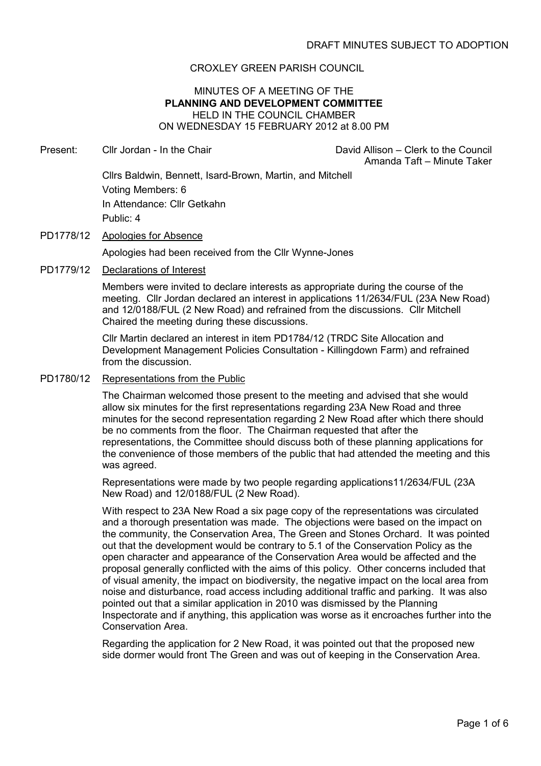DRAFT MINUTES SUBJECT TO ADOPTION

CROXLEY GREEN PARISH COUNCIL

MINUTES OF A MEETING OF THE
**PLANNING AND DEVELOPMENT COMMITTEE**
HELD IN THE COUNCIL CHAMBER
ON WEDNESDAY 15 FEBRUARY 2012 at 8.00 PM

Present: Cllr Jordan - In the Chair

David Allison – Clerk to the Council
Amanda Taft – Minute Taker

Cllrs Baldwin, Bennett, Isard-Brown, Martin, and Mitchell

Voting Members: 6

In Attendance: Cllr Getkahn

Public: 4

PD1778/12 Apologies for Absence

Apologies had been received from the Cllr Wynne-Jones

PD1779/12 Declarations of Interest

Members were invited to declare interests as appropriate during the course of the meeting. Cllr Jordan declared an interest in applications 11/2634/FUL (23A New Road) and 12/0188/FUL (2 New Road) and refrained from the discussions. Cllr Mitchell Chaired the meeting during these discussions.

Cllr Martin declared an interest in item PD1784/12 (TRDC Site Allocation and Development Management Policies Consultation - Killingdown Farm) and refrained from the discussion.

PD1780/12 Representations from the Public

The Chairman welcomed those present to the meeting and advised that she would allow six minutes for the first representations regarding 23A New Road and three minutes for the second representation regarding 2 New Road after which there should be no comments from the floor. The Chairman requested that after the representations, the Committee should discuss both of these planning applications for the convenience of those members of the public that had attended the meeting and this was agreed.

Representations were made by two people regarding applications11/2634/FUL (23A New Road) and 12/0188/FUL (2 New Road).

With respect to 23A New Road a six page copy of the representations was circulated and a thorough presentation was made. The objections were based on the impact on the community, the Conservation Area, The Green and Stones Orchard. It was pointed out that the development would be contrary to 5.1 of the Conservation Policy as the open character and appearance of the Conservation Area would be affected and the proposal generally conflicted with the aims of this policy. Other concerns included that of visual amenity, the impact on biodiversity, the negative impact on the local area from noise and disturbance, road access including additional traffic and parking. It was also pointed out that a similar application in 2010 was dismissed by the Planning Inspectorate and if anything, this application was worse as it encroaches further into the Conservation Area.

Regarding the application for 2 New Road, it was pointed out that the proposed new side dormer would front The Green and was out of keeping in the Conservation Area.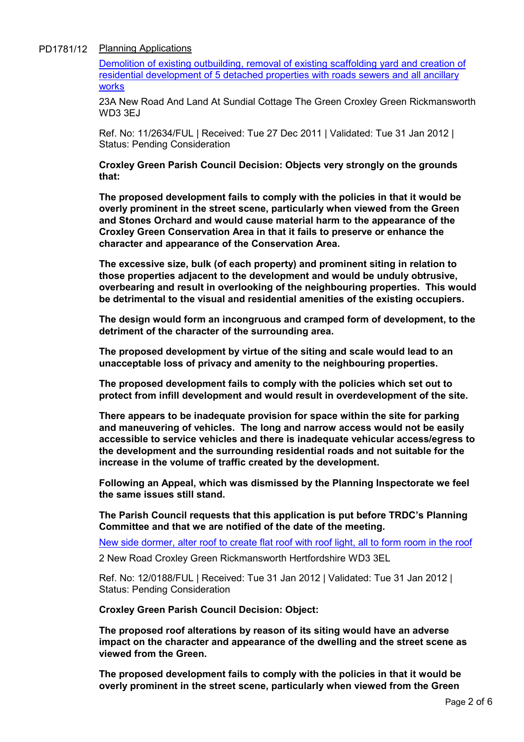PD1781/12 Planning Applications

Demolition of existing outbuilding, removal of existing scaffolding yard and creation of residential development of 5 detached properties with roads sewers and all ancillary works

23A New Road And Land At Sundial Cottage The Green Croxley Green Rickmansworth WD3 3EJ

Ref. No: 11/2634/FUL | Received: Tue 27 Dec 2011 | Validated: Tue 31 Jan 2012 | Status: Pending Consideration

**Croxley Green Parish Council Decision: Objects very strongly on the grounds that:**

**The proposed development fails to comply with the policies in that it would be overly prominent in the street scene, particularly when viewed from the Green and Stones Orchard and would cause material harm to the appearance of the Croxley Green Conservation Area in that it fails to preserve or enhance the character and appearance of the Conservation Area.**

**The excessive size, bulk (of each property) and prominent siting in relation to those properties adjacent to the development and would be unduly obtrusive, overbearing and result in overlooking of the neighbouring properties. This would be detrimental to the visual and residential amenities of the existing occupiers.**

**The design would form an incongruous and cramped form of development, to the detriment of the character of the surrounding area.**

**The proposed development by virtue of the siting and scale would lead to an unacceptable loss of privacy and amenity to the neighbouring properties.**

**The proposed development fails to comply with the policies which set out to protect from infill development and would result in overdevelopment of the site.**

**There appears to be inadequate provision for space within the site for parking and maneuvering of vehicles. The long and narrow access would not be easily accessible to service vehicles and there is inadequate vehicular access/egress to the development and the surrounding residential roads and not suitable for the increase in the volume of traffic created by the development.**

**Following an Appeal, which was dismissed by the Planning Inspectorate we feel the same issues still stand.**

**The Parish Council requests that this application is put before TRDC's Planning Committee and that we are notified of the date of the meeting.**

New side dormer, alter roof to create flat roof with roof light, all to form room in the roof

2 New Road Croxley Green Rickmansworth Hertfordshire WD3 3EL

Ref. No: 12/0188/FUL | Received: Tue 31 Jan 2012 | Validated: Tue 31 Jan 2012 | Status: Pending Consideration

**Croxley Green Parish Council Decision: Object:**

**The proposed roof alterations by reason of its siting would have an adverse impact on the character and appearance of the dwelling and the street scene as viewed from the Green.**

**The proposed development fails to comply with the policies in that it would be overly prominent in the street scene, particularly when viewed from the Green**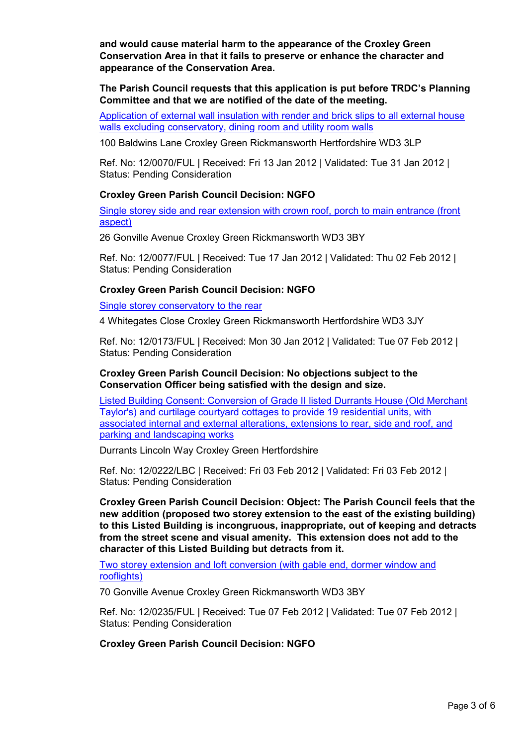**and would cause material harm to the appearance of the Croxley Green Conservation Area in that it fails to preserve or enhance the character and appearance of the Conservation Area.**

**The Parish Council requests that this application is put before TRDC's Planning Committee and that we are notified of the date of the meeting.**

[Application of external wall insulation with render and brick slips to all external house walls excluding conservatory, dining room and utility room walls]

100 Baldwins Lane Croxley Green Rickmansworth Hertfordshire WD3 3LP

Ref. No: 12/0070/FUL | Received: Fri 13 Jan 2012 | Validated: Tue 31 Jan 2012 | Status: Pending Consideration

**Croxley Green Parish Council Decision: NGFO**

[Single storey side and rear extension with crown roof, porch to main entrance (front aspect)]

26 Gonville Avenue Croxley Green Rickmansworth WD3 3BY

Ref. No: 12/0077/FUL | Received: Tue 17 Jan 2012 | Validated: Thu 02 Feb 2012 | Status: Pending Consideration

**Croxley Green Parish Council Decision: NGFO**

[Single storey conservatory to the rear]

4 Whitegates Close Croxley Green Rickmansworth Hertfordshire WD3 3JY

Ref. No: 12/0173/FUL | Received: Mon 30 Jan 2012 | Validated: Tue 07 Feb 2012 | Status: Pending Consideration

**Croxley Green Parish Council Decision: No objections subject to the Conservation Officer being satisfied with the design and size.**

[Listed Building Consent: Conversion of Grade II listed Durrants House (Old Merchant Taylor's) and curtilage courtyard cottages to provide 19 residential units, with associated internal and external alterations, extensions to rear, side and roof, and parking and landscaping works]

Durrants Lincoln Way Croxley Green Hertfordshire

Ref. No: 12/0222/LBC | Received: Fri 03 Feb 2012 | Validated: Fri 03 Feb 2012 | Status: Pending Consideration

**Croxley Green Parish Council Decision: Object: The Parish Council feels that the new addition (proposed two storey extension to the east of the existing building) to this Listed Building is incongruous, inappropriate, out of keeping and detracts from the street scene and visual amenity. This extension does not add to the character of this Listed Building but detracts from it.**

[Two storey extension and loft conversion (with gable end, dormer window and rooflights)]

70 Gonville Avenue Croxley Green Rickmansworth WD3 3BY

Ref. No: 12/0235/FUL | Received: Tue 07 Feb 2012 | Validated: Tue 07 Feb 2012 | Status: Pending Consideration

**Croxley Green Parish Council Decision: NGFO**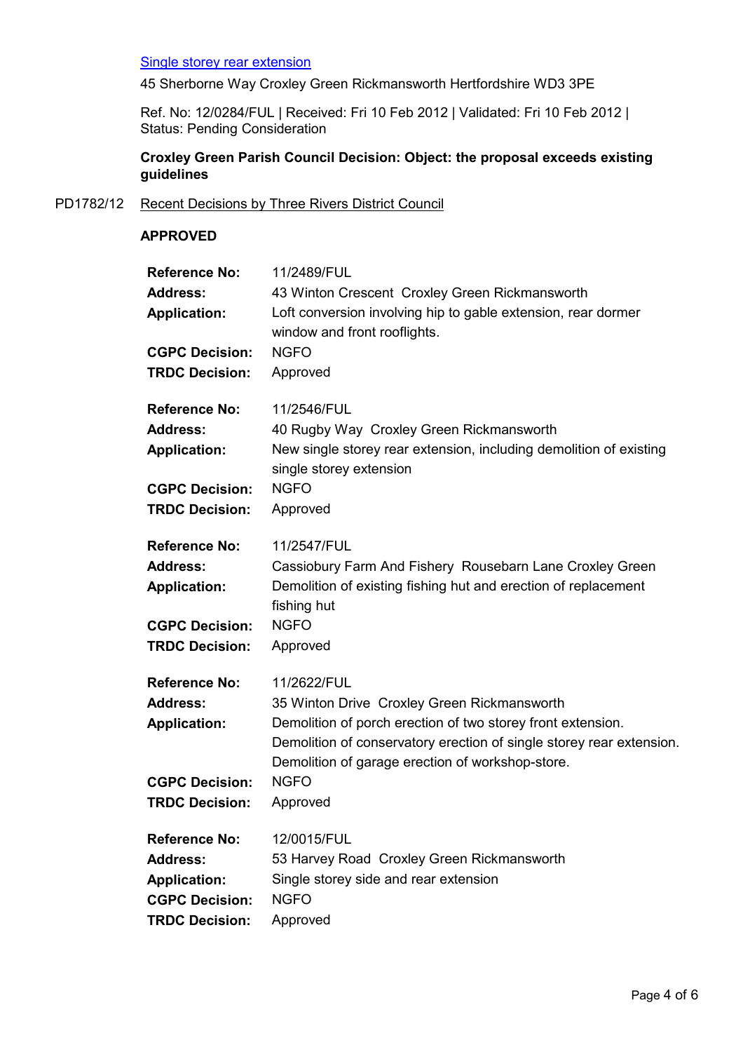Single storey rear extension

45 Sherborne Way Croxley Green Rickmansworth Hertfordshire WD3 3PE

Ref. No: 12/0284/FUL | Received: Fri 10 Feb 2012 | Validated: Fri 10 Feb 2012 | Status: Pending Consideration

**Croxley Green Parish Council Decision: Object: the proposal exceeds existing guidelines**

PD1782/12 Recent Decisions by Three Rivers District Council

**APPROVED**

**Reference No:** 11/2489/FUL
**Address:** 43 Winton Crescent Croxley Green Rickmansworth
**Application:** Loft conversion involving hip to gable extension, rear dormer window and front rooflights.
**CGPC Decision:** NGFO
**TRDC Decision:** Approved

**Reference No:** 11/2546/FUL
**Address:** 40 Rugby Way Croxley Green Rickmansworth
**Application:** New single storey rear extension, including demolition of existing single storey extension
**CGPC Decision:** NGFO
**TRDC Decision:** Approved

**Reference No:** 11/2547/FUL
**Address:** Cassiobury Farm And Fishery Rousebarn Lane Croxley Green
**Application:** Demolition of existing fishing hut and erection of replacement fishing hut
**CGPC Decision:** NGFO
**TRDC Decision:** Approved

**Reference No:** 11/2622/FUL
**Address:** 35 Winton Drive Croxley Green Rickmansworth
**Application:** Demolition of porch erection of two storey front extension. Demolition of conservatory erection of single storey rear extension. Demolition of garage erection of workshop-store.
**CGPC Decision:** NGFO
**TRDC Decision:** Approved

**Reference No:** 12/0015/FUL
**Address:** 53 Harvey Road Croxley Green Rickmansworth
**Application:** Single storey side and rear extension
**CGPC Decision:** NGFO
**TRDC Decision:** Approved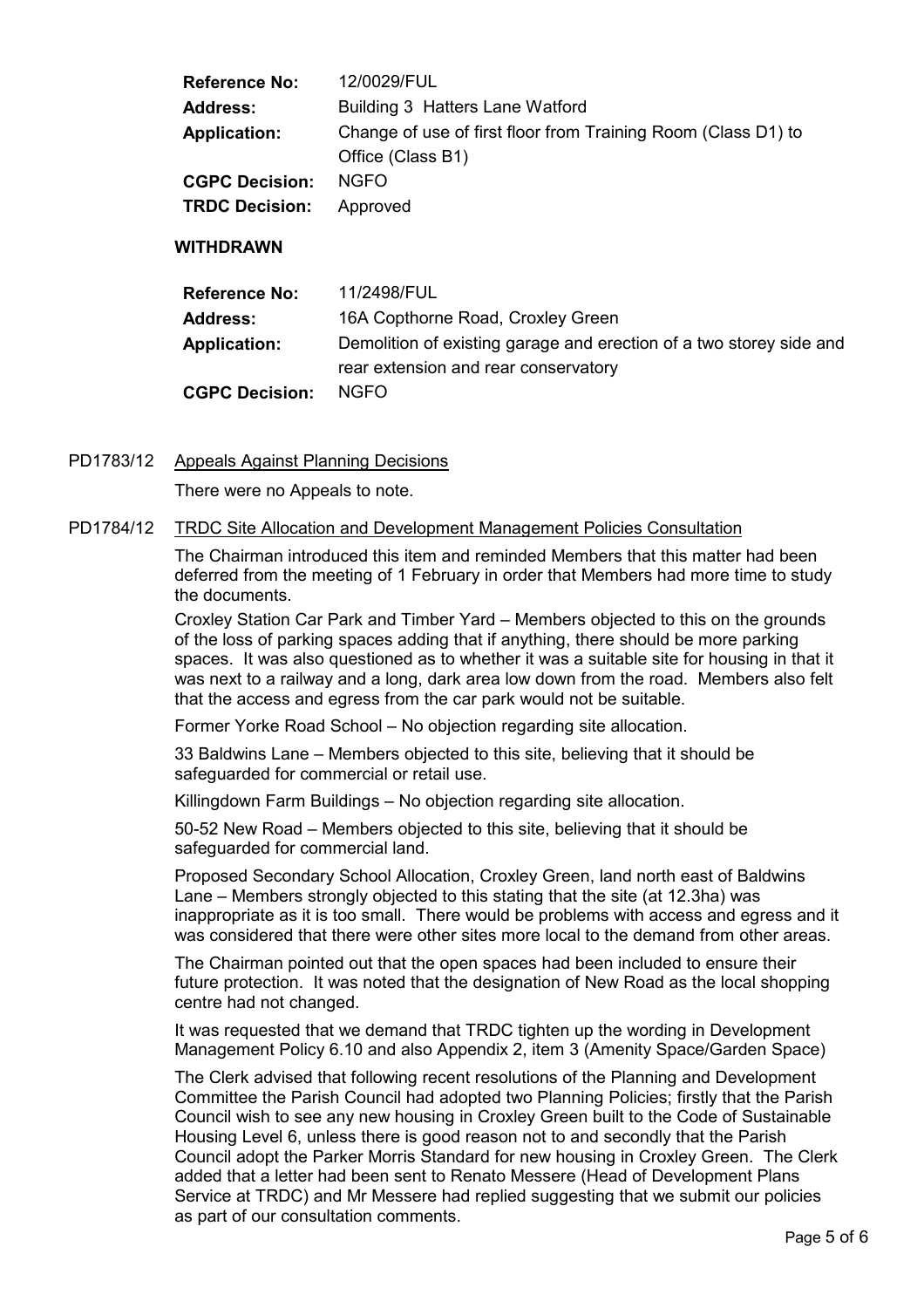| | |
|---|---|
| **Reference No:** | 12/0029/FUL |
| **Address:** | Building 3 Hatters Lane Watford |
| **Application:** | Change of use of first floor from Training Room (Class D1) to Office (Class B1) |
| **CGPC Decision:** | NGFO |
| **TRDC Decision:** | Approved |

**WITHDRAWN**

| | |
|---|---|
| **Reference No:** | 11/2498/FUL |
| **Address:** | 16A Copthorne Road, Croxley Green |
| **Application:** | Demolition of existing garage and erection of a two storey side and rear extension and rear conservatory |
| **CGPC Decision:** | NGFO |

PD1783/12 Appeals Against Planning Decisions

There were no Appeals to note.

PD1784/12 TRDC Site Allocation and Development Management Policies Consultation

The Chairman introduced this item and reminded Members that this matter had been deferred from the meeting of 1 February in order that Members had more time to study the documents.

Croxley Station Car Park and Timber Yard – Members objected to this on the grounds of the loss of parking spaces adding that if anything, there should be more parking spaces. It was also questioned as to whether it was a suitable site for housing in that it was next to a railway and a long, dark area low down from the road. Members also felt that the access and egress from the car park would not be suitable.

Former Yorke Road School – No objection regarding site allocation.

33 Baldwins Lane – Members objected to this site, believing that it should be safeguarded for commercial or retail use.

Killingdown Farm Buildings – No objection regarding site allocation.

50-52 New Road – Members objected to this site, believing that it should be safeguarded for commercial land.

Proposed Secondary School Allocation, Croxley Green, land north east of Baldwins Lane – Members strongly objected to this stating that the site (at 12.3ha) was inappropriate as it is too small. There would be problems with access and egress and it was considered that there were other sites more local to the demand from other areas.

The Chairman pointed out that the open spaces had been included to ensure their future protection. It was noted that the designation of New Road as the local shopping centre had not changed.

It was requested that we demand that TRDC tighten up the wording in Development Management Policy 6.10 and also Appendix 2, item 3 (Amenity Space/Garden Space)

The Clerk advised that following recent resolutions of the Planning and Development Committee the Parish Council had adopted two Planning Policies; firstly that the Parish Council wish to see any new housing in Croxley Green built to the Code of Sustainable Housing Level 6, unless there is good reason not to and secondly that the Parish Council adopt the Parker Morris Standard for new housing in Croxley Green. The Clerk added that a letter had been sent to Renato Messere (Head of Development Plans Service at TRDC) and Mr Messere had replied suggesting that we submit our policies as part of our consultation comments.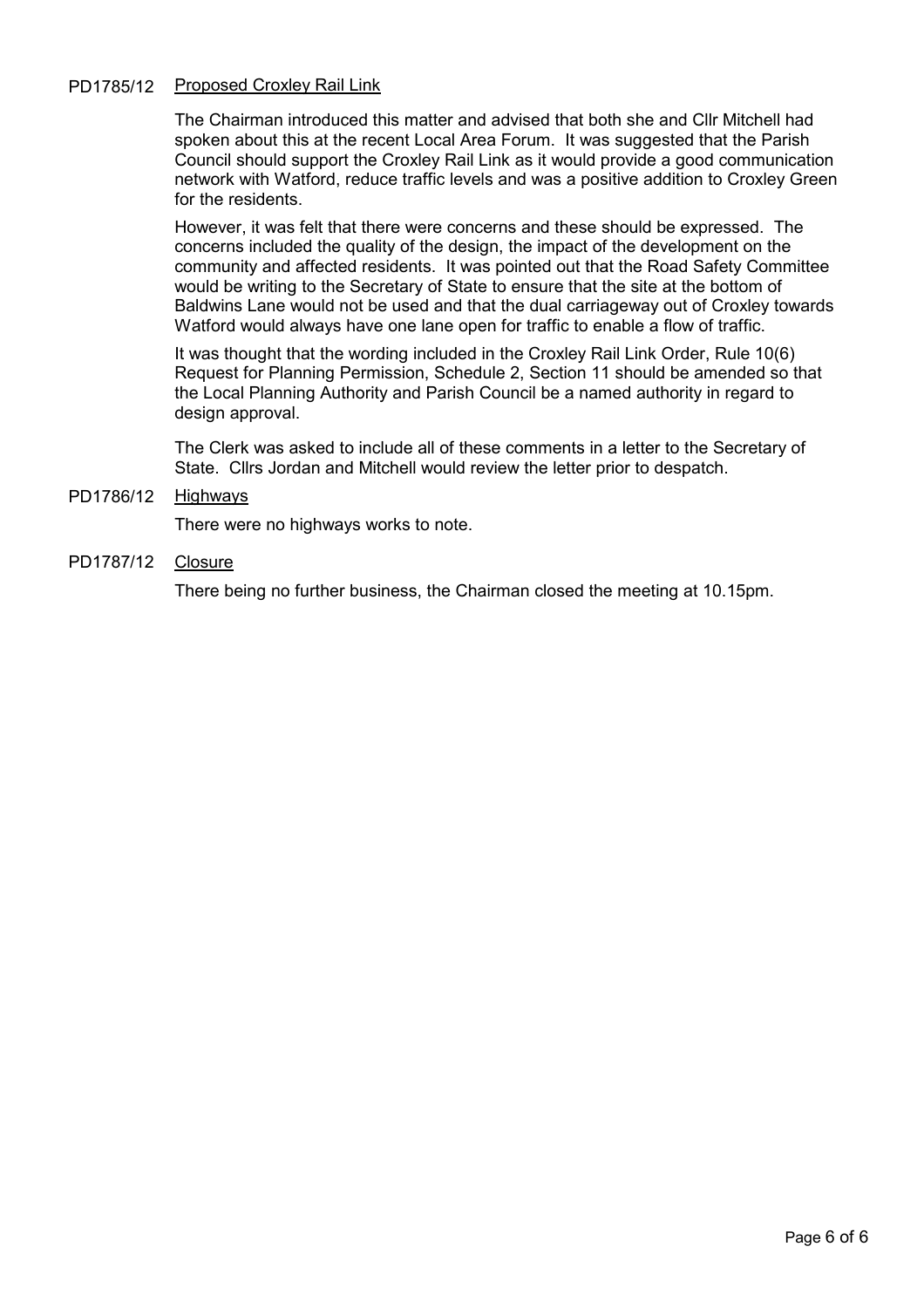PD1785/12 Proposed Croxley Rail Link

The Chairman introduced this matter and advised that both she and Cllr Mitchell had spoken about this at the recent Local Area Forum. It was suggested that the Parish Council should support the Croxley Rail Link as it would provide a good communication network with Watford, reduce traffic levels and was a positive addition to Croxley Green for the residents.

However, it was felt that there were concerns and these should be expressed. The concerns included the quality of the design, the impact of the development on the community and affected residents. It was pointed out that the Road Safety Committee would be writing to the Secretary of State to ensure that the site at the bottom of Baldwins Lane would not be used and that the dual carriageway out of Croxley towards Watford would always have one lane open for traffic to enable a flow of traffic.

It was thought that the wording included in the Croxley Rail Link Order, Rule 10(6) Request for Planning Permission, Schedule 2, Section 11 should be amended so that the Local Planning Authority and Parish Council be a named authority in regard to design approval.

The Clerk was asked to include all of these comments in a letter to the Secretary of State. Cllrs Jordan and Mitchell would review the letter prior to despatch.

PD1786/12 Highways

There were no highways works to note.

PD1787/12 Closure

There being no further business, the Chairman closed the meeting at 10.15pm.